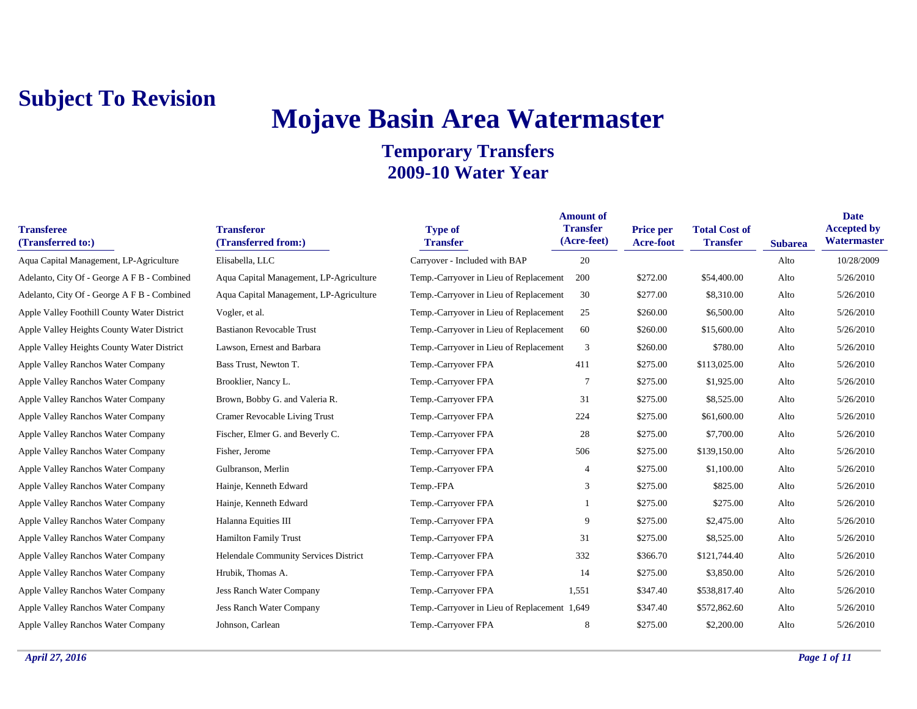**Subject To Revision**

# Mojave Basin Area Watermaster

## Temporary Transfers
## 2009-10 Water Year

| Transferee (Transferred to:) | Transferor (Transferred from:) | Type of Transfer | Amount of Transfer (Acre-feet) | Price per Acre-foot | Total Cost of Transfer | Subarea | Date Accepted by Watermaster |
|---|---|---|---|---|---|---|---|
| Aqua Capital Management, LP-Agriculture | Elisabella, LLC | Carryover - Included with BAP | 20 | | | Alto | 10/28/2009 |
| Adelanto, City Of - George A F B - Combined | Aqua Capital Management, LP-Agriculture | Temp.-Carryover in Lieu of Replacement | 200 | $272.00 | $54,400.00 | Alto | 5/26/2010 |
| Adelanto, City Of - George A F B - Combined | Aqua Capital Management, LP-Agriculture | Temp.-Carryover in Lieu of Replacement | 30 | $277.00 | $8,310.00 | Alto | 5/26/2010 |
| Apple Valley Foothill County Water District | Vogler, et al. | Temp.-Carryover in Lieu of Replacement | 25 | $260.00 | $6,500.00 | Alto | 5/26/2010 |
| Apple Valley Heights County Water District | Bastianon Revocable Trust | Temp.-Carryover in Lieu of Replacement | 60 | $260.00 | $15,600.00 | Alto | 5/26/2010 |
| Apple Valley Heights County Water District | Lawson, Ernest and Barbara | Temp.-Carryover in Lieu of Replacement | 3 | $260.00 | $780.00 | Alto | 5/26/2010 |
| Apple Valley Ranchos Water Company | Bass Trust, Newton T. | Temp.-Carryover FPA | 411 | $275.00 | $113,025.00 | Alto | 5/26/2010 |
| Apple Valley Ranchos Water Company | Brooklier, Nancy L. | Temp.-Carryover FPA | 7 | $275.00 | $1,925.00 | Alto | 5/26/2010 |
| Apple Valley Ranchos Water Company | Brown, Bobby G. and Valeria R. | Temp.-Carryover FPA | 31 | $275.00 | $8,525.00 | Alto | 5/26/2010 |
| Apple Valley Ranchos Water Company | Cramer Revocable Living Trust | Temp.-Carryover FPA | 224 | $275.00 | $61,600.00 | Alto | 5/26/2010 |
| Apple Valley Ranchos Water Company | Fischer, Elmer G. and Beverly C. | Temp.-Carryover FPA | 28 | $275.00 | $7,700.00 | Alto | 5/26/2010 |
| Apple Valley Ranchos Water Company | Fisher, Jerome | Temp.-Carryover FPA | 506 | $275.00 | $139,150.00 | Alto | 5/26/2010 |
| Apple Valley Ranchos Water Company | Gulbranson, Merlin | Temp.-Carryover FPA | 4 | $275.00 | $1,100.00 | Alto | 5/26/2010 |
| Apple Valley Ranchos Water Company | Hainje, Kenneth Edward | Temp.-FPA | 3 | $275.00 | $825.00 | Alto | 5/26/2010 |
| Apple Valley Ranchos Water Company | Hainje, Kenneth Edward | Temp.-Carryover FPA | 1 | $275.00 | $275.00 | Alto | 5/26/2010 |
| Apple Valley Ranchos Water Company | Halanna Equities III | Temp.-Carryover FPA | 9 | $275.00 | $2,475.00 | Alto | 5/26/2010 |
| Apple Valley Ranchos Water Company | Hamilton Family Trust | Temp.-Carryover FPA | 31 | $275.00 | $8,525.00 | Alto | 5/26/2010 |
| Apple Valley Ranchos Water Company | Helendale Community Services District | Temp.-Carryover FPA | 332 | $366.70 | $121,744.40 | Alto | 5/26/2010 |
| Apple Valley Ranchos Water Company | Hrubik, Thomas A. | Temp.-Carryover FPA | 14 | $275.00 | $3,850.00 | Alto | 5/26/2010 |
| Apple Valley Ranchos Water Company | Jess Ranch Water Company | Temp.-Carryover FPA | 1,551 | $347.40 | $538,817.40 | Alto | 5/26/2010 |
| Apple Valley Ranchos Water Company | Jess Ranch Water Company | Temp.-Carryover in Lieu of Replacement | 1,649 | $347.40 | $572,862.60 | Alto | 5/26/2010 |
| Apple Valley Ranchos Water Company | Johnson, Carlean | Temp.-Carryover FPA | 8 | $275.00 | $2,200.00 | Alto | 5/26/2010 |

*April 27, 2016*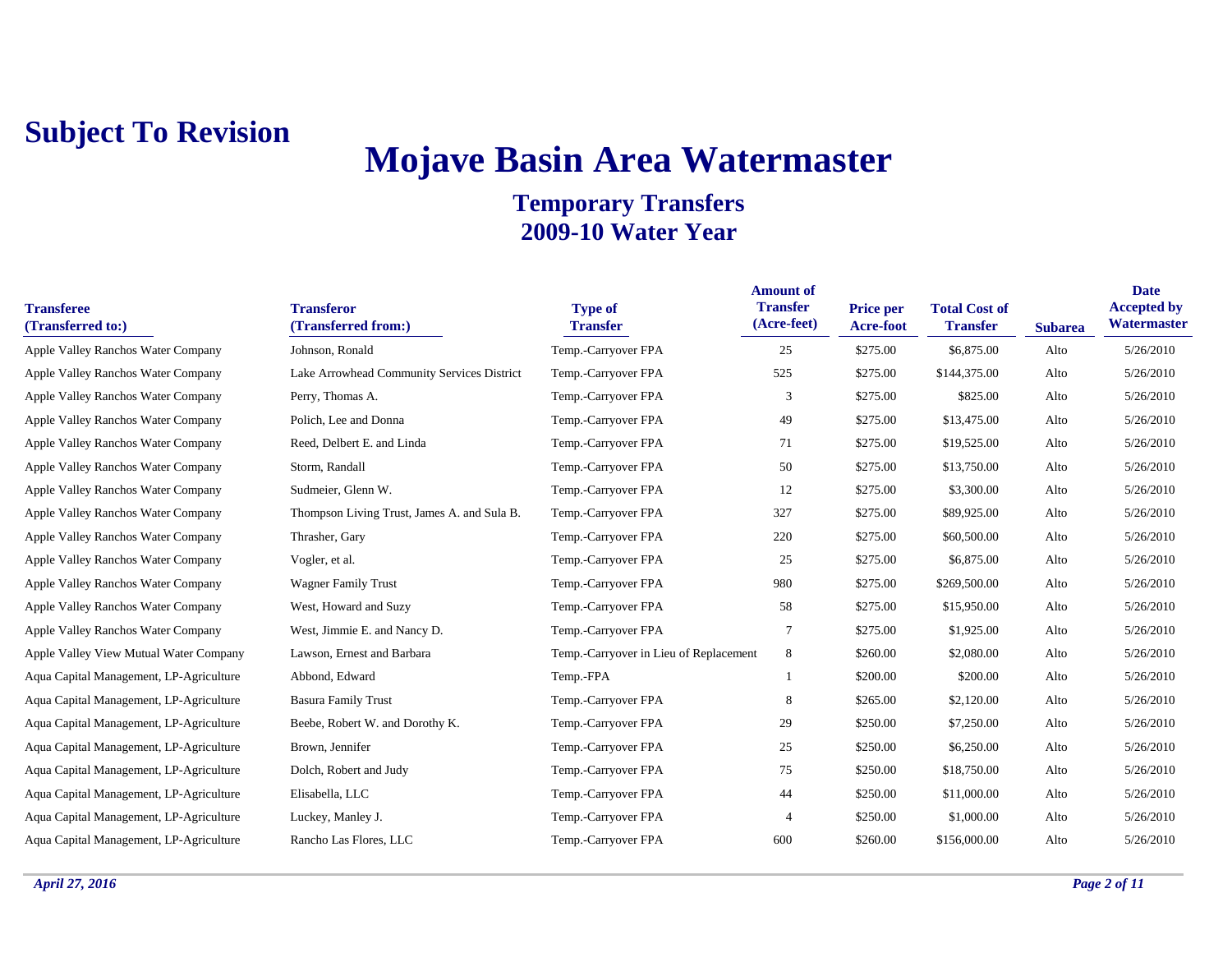**Subject To Revision**

# Mojave Basin Area Watermaster

## Temporary Transfers
## 2009-10 Water Year

| Transferee (Transferred to:) | Transferor (Transferred from:) | Type of Transfer | Amount of Transfer (Acre-feet) | Price per Acre-foot | Total Cost of Transfer | Subarea | Date Accepted by Watermaster |
|---|---|---|---|---|---|---|---|
| Apple Valley Ranchos Water Company | Johnson, Ronald | Temp.-Carryover FPA | 25 | $275.00 | $6,875.00 | Alto | 5/26/2010 |
| Apple Valley Ranchos Water Company | Lake Arrowhead Community Services District | Temp.-Carryover FPA | 525 | $275.00 | $144,375.00 | Alto | 5/26/2010 |
| Apple Valley Ranchos Water Company | Perry, Thomas A. | Temp.-Carryover FPA | 3 | $275.00 | $825.00 | Alto | 5/26/2010 |
| Apple Valley Ranchos Water Company | Polich, Lee and Donna | Temp.-Carryover FPA | 49 | $275.00 | $13,475.00 | Alto | 5/26/2010 |
| Apple Valley Ranchos Water Company | Reed, Delbert E. and Linda | Temp.-Carryover FPA | 71 | $275.00 | $19,525.00 | Alto | 5/26/2010 |
| Apple Valley Ranchos Water Company | Storm, Randall | Temp.-Carryover FPA | 50 | $275.00 | $13,750.00 | Alto | 5/26/2010 |
| Apple Valley Ranchos Water Company | Sudmeier, Glenn W. | Temp.-Carryover FPA | 12 | $275.00 | $3,300.00 | Alto | 5/26/2010 |
| Apple Valley Ranchos Water Company | Thompson Living Trust, James A. and Sula B. | Temp.-Carryover FPA | 327 | $275.00 | $89,925.00 | Alto | 5/26/2010 |
| Apple Valley Ranchos Water Company | Thrasher, Gary | Temp.-Carryover FPA | 220 | $275.00 | $60,500.00 | Alto | 5/26/2010 |
| Apple Valley Ranchos Water Company | Vogler, et al. | Temp.-Carryover FPA | 25 | $275.00 | $6,875.00 | Alto | 5/26/2010 |
| Apple Valley Ranchos Water Company | Wagner Family Trust | Temp.-Carryover FPA | 980 | $275.00 | $269,500.00 | Alto | 5/26/2010 |
| Apple Valley Ranchos Water Company | West, Howard and Suzy | Temp.-Carryover FPA | 58 | $275.00 | $15,950.00 | Alto | 5/26/2010 |
| Apple Valley Ranchos Water Company | West, Jimmie E. and Nancy D. | Temp.-Carryover FPA | 7 | $275.00 | $1,925.00 | Alto | 5/26/2010 |
| Apple Valley View Mutual Water Company | Lawson, Ernest and Barbara | Temp.-Carryover in Lieu of Replacement | 8 | $260.00 | $2,080.00 | Alto | 5/26/2010 |
| Aqua Capital Management, LP-Agriculture | Abbond, Edward | Temp.-FPA | 1 | $200.00 | $200.00 | Alto | 5/26/2010 |
| Aqua Capital Management, LP-Agriculture | Basura Family Trust | Temp.-Carryover FPA | 8 | $265.00 | $2,120.00 | Alto | 5/26/2010 |
| Aqua Capital Management, LP-Agriculture | Beebe, Robert W. and Dorothy K. | Temp.-Carryover FPA | 29 | $250.00 | $7,250.00 | Alto | 5/26/2010 |
| Aqua Capital Management, LP-Agriculture | Brown, Jennifer | Temp.-Carryover FPA | 25 | $250.00 | $6,250.00 | Alto | 5/26/2010 |
| Aqua Capital Management, LP-Agriculture | Dolch, Robert and Judy | Temp.-Carryover FPA | 75 | $250.00 | $18,750.00 | Alto | 5/26/2010 |
| Aqua Capital Management, LP-Agriculture | Elisabella, LLC | Temp.-Carryover FPA | 44 | $250.00 | $11,000.00 | Alto | 5/26/2010 |
| Aqua Capital Management, LP-Agriculture | Luckey, Manley J. | Temp.-Carryover FPA | 4 | $250.00 | $1,000.00 | Alto | 5/26/2010 |
| Aqua Capital Management, LP-Agriculture | Rancho Las Flores, LLC | Temp.-Carryover FPA | 600 | $260.00 | $156,000.00 | Alto | 5/26/2010 |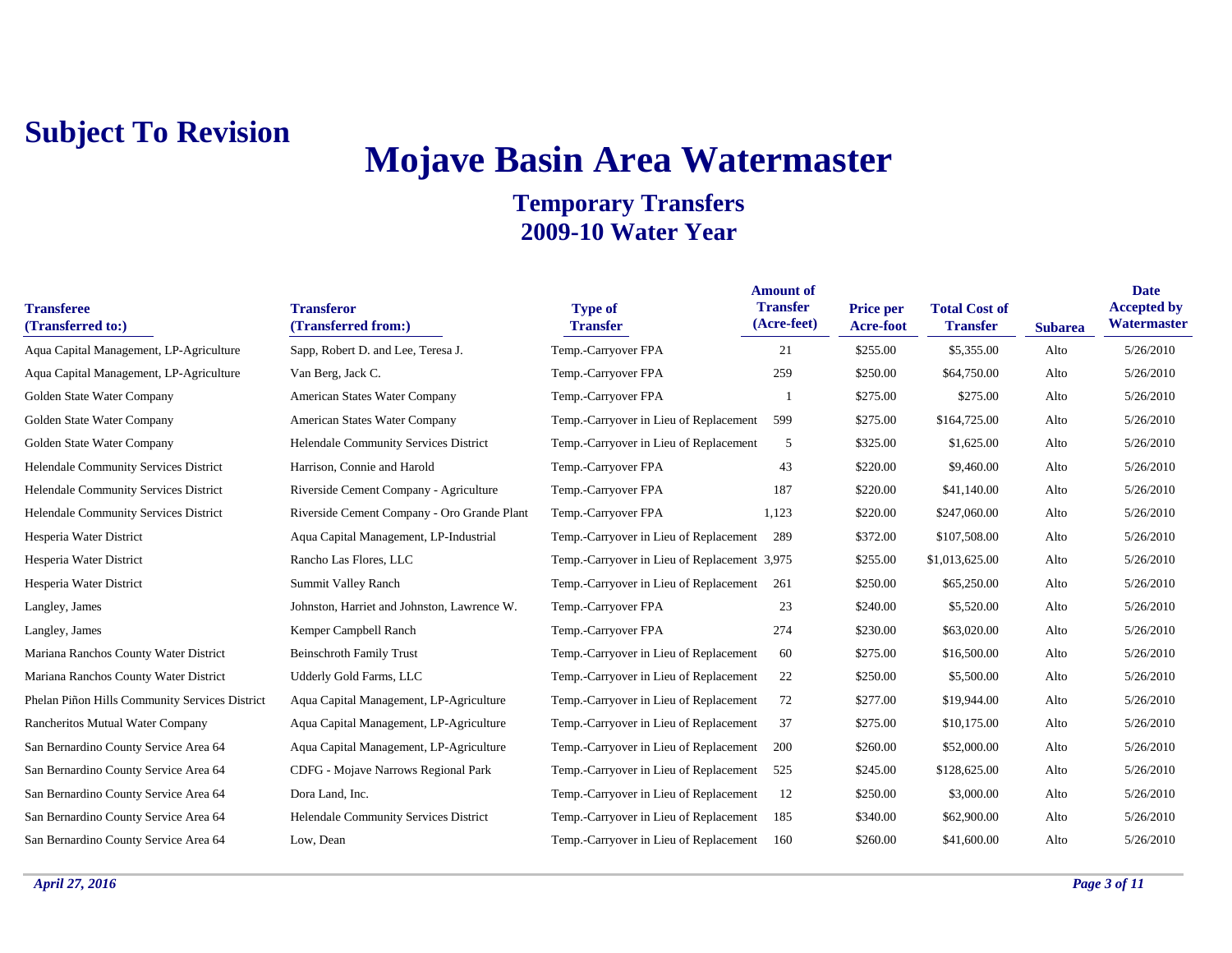**Subject To Revision**

# Mojave Basin Area Watermaster

## Temporary Transfers
## 2009-10 Water Year

| Transferee (Transferred to:) | Transferor (Transferred from:) | Type of Transfer | Amount of Transfer (Acre-feet) | Price per Acre-foot | Total Cost of Transfer | Subarea | Date Accepted by Watermaster |
|---|---|---|---|---|---|---|---|
| Aqua Capital Management, LP-Agriculture | Sapp, Robert D. and Lee, Teresa J. | Temp.-Carryover FPA | 21 | $255.00 | $5,355.00 | Alto | 5/26/2010 |
| Aqua Capital Management, LP-Agriculture | Van Berg, Jack C. | Temp.-Carryover FPA | 259 | $250.00 | $64,750.00 | Alto | 5/26/2010 |
| Golden State Water Company | American States Water Company | Temp.-Carryover FPA | 1 | $275.00 | $275.00 | Alto | 5/26/2010 |
| Golden State Water Company | American States Water Company | Temp.-Carryover in Lieu of Replacement | 599 | $275.00 | $164,725.00 | Alto | 5/26/2010 |
| Golden State Water Company | Helendale Community Services District | Temp.-Carryover in Lieu of Replacement | 5 | $325.00 | $1,625.00 | Alto | 5/26/2010 |
| Helendale Community Services District | Harrison, Connie and Harold | Temp.-Carryover FPA | 43 | $220.00 | $9,460.00 | Alto | 5/26/2010 |
| Helendale Community Services District | Riverside Cement Company - Agriculture | Temp.-Carryover FPA | 187 | $220.00 | $41,140.00 | Alto | 5/26/2010 |
| Helendale Community Services District | Riverside Cement Company - Oro Grande Plant | Temp.-Carryover FPA | 1,123 | $220.00 | $247,060.00 | Alto | 5/26/2010 |
| Hesperia Water District | Aqua Capital Management, LP-Industrial | Temp.-Carryover in Lieu of Replacement | 289 | $372.00 | $107,508.00 | Alto | 5/26/2010 |
| Hesperia Water District | Rancho Las Flores, LLC | Temp.-Carryover in Lieu of Replacement | 3,975 | $255.00 | $1,013,625.00 | Alto | 5/26/2010 |
| Hesperia Water District | Summit Valley Ranch | Temp.-Carryover in Lieu of Replacement | 261 | $250.00 | $65,250.00 | Alto | 5/26/2010 |
| Langley, James | Johnston, Harriet and Johnston, Lawrence W. | Temp.-Carryover FPA | 23 | $240.00 | $5,520.00 | Alto | 5/26/2010 |
| Langley, James | Kemper Campbell Ranch | Temp.-Carryover FPA | 274 | $230.00 | $63,020.00 | Alto | 5/26/2010 |
| Mariana Ranchos County Water District | Beinschroth Family Trust | Temp.-Carryover in Lieu of Replacement | 60 | $275.00 | $16,500.00 | Alto | 5/26/2010 |
| Mariana Ranchos County Water District | Udderly Gold Farms, LLC | Temp.-Carryover in Lieu of Replacement | 22 | $250.00 | $5,500.00 | Alto | 5/26/2010 |
| Phelan Piñon Hills Community Services District | Aqua Capital Management, LP-Agriculture | Temp.-Carryover in Lieu of Replacement | 72 | $277.00 | $19,944.00 | Alto | 5/26/2010 |
| Rancheritos Mutual Water Company | Aqua Capital Management, LP-Agriculture | Temp.-Carryover in Lieu of Replacement | 37 | $275.00 | $10,175.00 | Alto | 5/26/2010 |
| San Bernardino County Service Area 64 | Aqua Capital Management, LP-Agriculture | Temp.-Carryover in Lieu of Replacement | 200 | $260.00 | $52,000.00 | Alto | 5/26/2010 |
| San Bernardino County Service Area 64 | CDFG - Mojave Narrows Regional Park | Temp.-Carryover in Lieu of Replacement | 525 | $245.00 | $128,625.00 | Alto | 5/26/2010 |
| San Bernardino County Service Area 64 | Dora Land, Inc. | Temp.-Carryover in Lieu of Replacement | 12 | $250.00 | $3,000.00 | Alto | 5/26/2010 |
| San Bernardino County Service Area 64 | Helendale Community Services District | Temp.-Carryover in Lieu of Replacement | 185 | $340.00 | $62,900.00 | Alto | 5/26/2010 |
| San Bernardino County Service Area 64 | Low, Dean | Temp.-Carryover in Lieu of Replacement | 160 | $260.00 | $41,600.00 | Alto | 5/26/2010 |

*April 27, 2016*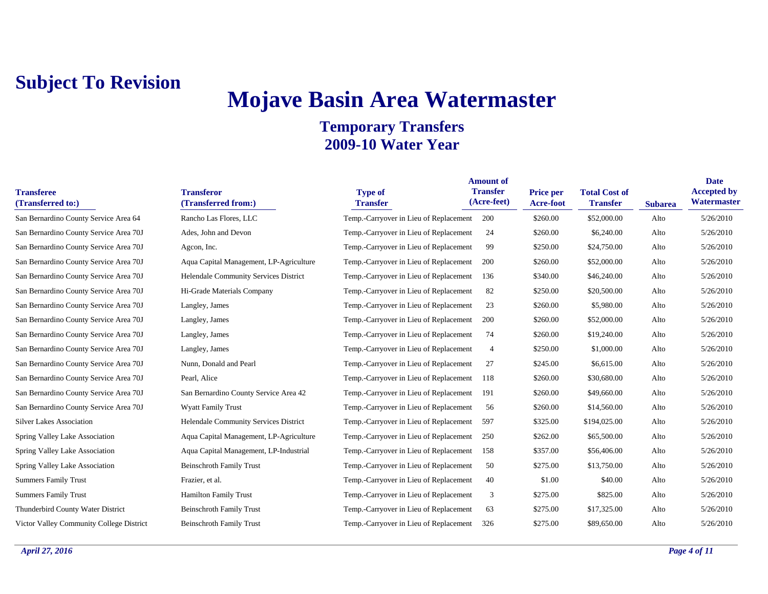**Subject To Revision**

# Mojave Basin Area Watermaster

## Temporary Transfers
## 2009-10 Water Year

| Transferee (Transferred to:) | Transferor (Transferred from:) | Type of Transfer | Amount of Transfer (Acre-feet) | Price per Acre-foot | Total Cost of Transfer | Subarea | Date Accepted by Watermaster |
|---|---|---|---|---|---|---|---|
| San Bernardino County Service Area 64 | Rancho Las Flores, LLC | Temp.-Carryover in Lieu of Replacement | 200 | $260.00 | $52,000.00 | Alto | 5/26/2010 |
| San Bernardino County Service Area 70J | Ades, John and Devon | Temp.-Carryover in Lieu of Replacement | 24 | $260.00 | $6,240.00 | Alto | 5/26/2010 |
| San Bernardino County Service Area 70J | Agcon, Inc. | Temp.-Carryover in Lieu of Replacement | 99 | $250.00 | $24,750.00 | Alto | 5/26/2010 |
| San Bernardino County Service Area 70J | Aqua Capital Management, LP-Agriculture | Temp.-Carryover in Lieu of Replacement | 200 | $260.00 | $52,000.00 | Alto | 5/26/2010 |
| San Bernardino County Service Area 70J | Helendale Community Services District | Temp.-Carryover in Lieu of Replacement | 136 | $340.00 | $46,240.00 | Alto | 5/26/2010 |
| San Bernardino County Service Area 70J | Hi-Grade Materials Company | Temp.-Carryover in Lieu of Replacement | 82 | $250.00 | $20,500.00 | Alto | 5/26/2010 |
| San Bernardino County Service Area 70J | Langley, James | Temp.-Carryover in Lieu of Replacement | 23 | $260.00 | $5,980.00 | Alto | 5/26/2010 |
| San Bernardino County Service Area 70J | Langley, James | Temp.-Carryover in Lieu of Replacement | 200 | $260.00 | $52,000.00 | Alto | 5/26/2010 |
| San Bernardino County Service Area 70J | Langley, James | Temp.-Carryover in Lieu of Replacement | 74 | $260.00 | $19,240.00 | Alto | 5/26/2010 |
| San Bernardino County Service Area 70J | Langley, James | Temp.-Carryover in Lieu of Replacement | 4 | $250.00 | $1,000.00 | Alto | 5/26/2010 |
| San Bernardino County Service Area 70J | Nunn, Donald and Pearl | Temp.-Carryover in Lieu of Replacement | 27 | $245.00 | $6,615.00 | Alto | 5/26/2010 |
| San Bernardino County Service Area 70J | Pearl, Alice | Temp.-Carryover in Lieu of Replacement | 118 | $260.00 | $30,680.00 | Alto | 5/26/2010 |
| San Bernardino County Service Area 70J | San Bernardino County Service Area 42 | Temp.-Carryover in Lieu of Replacement | 191 | $260.00 | $49,660.00 | Alto | 5/26/2010 |
| San Bernardino County Service Area 70J | Wyatt Family Trust | Temp.-Carryover in Lieu of Replacement | 56 | $260.00 | $14,560.00 | Alto | 5/26/2010 |
| Silver Lakes Association | Helendale Community Services District | Temp.-Carryover in Lieu of Replacement | 597 | $325.00 | $194,025.00 | Alto | 5/26/2010 |
| Spring Valley Lake Association | Aqua Capital Management, LP-Agriculture | Temp.-Carryover in Lieu of Replacement | 250 | $262.00 | $65,500.00 | Alto | 5/26/2010 |
| Spring Valley Lake Association | Aqua Capital Management, LP-Industrial | Temp.-Carryover in Lieu of Replacement | 158 | $357.00 | $56,406.00 | Alto | 5/26/2010 |
| Spring Valley Lake Association | Beinschroth Family Trust | Temp.-Carryover in Lieu of Replacement | 50 | $275.00 | $13,750.00 | Alto | 5/26/2010 |
| Summers Family Trust | Frazier, et al. | Temp.-Carryover in Lieu of Replacement | 40 | $1.00 | $40.00 | Alto | 5/26/2010 |
| Summers Family Trust | Hamilton Family Trust | Temp.-Carryover in Lieu of Replacement | 3 | $275.00 | $825.00 | Alto | 5/26/2010 |
| Thunderbird County Water District | Beinschroth Family Trust | Temp.-Carryover in Lieu of Replacement | 63 | $275.00 | $17,325.00 | Alto | 5/26/2010 |
| Victor Valley Community College District | Beinschroth Family Trust | Temp.-Carryover in Lieu of Replacement | 326 | $275.00 | $89,650.00 | Alto | 5/26/2010 |

*April 27, 2016*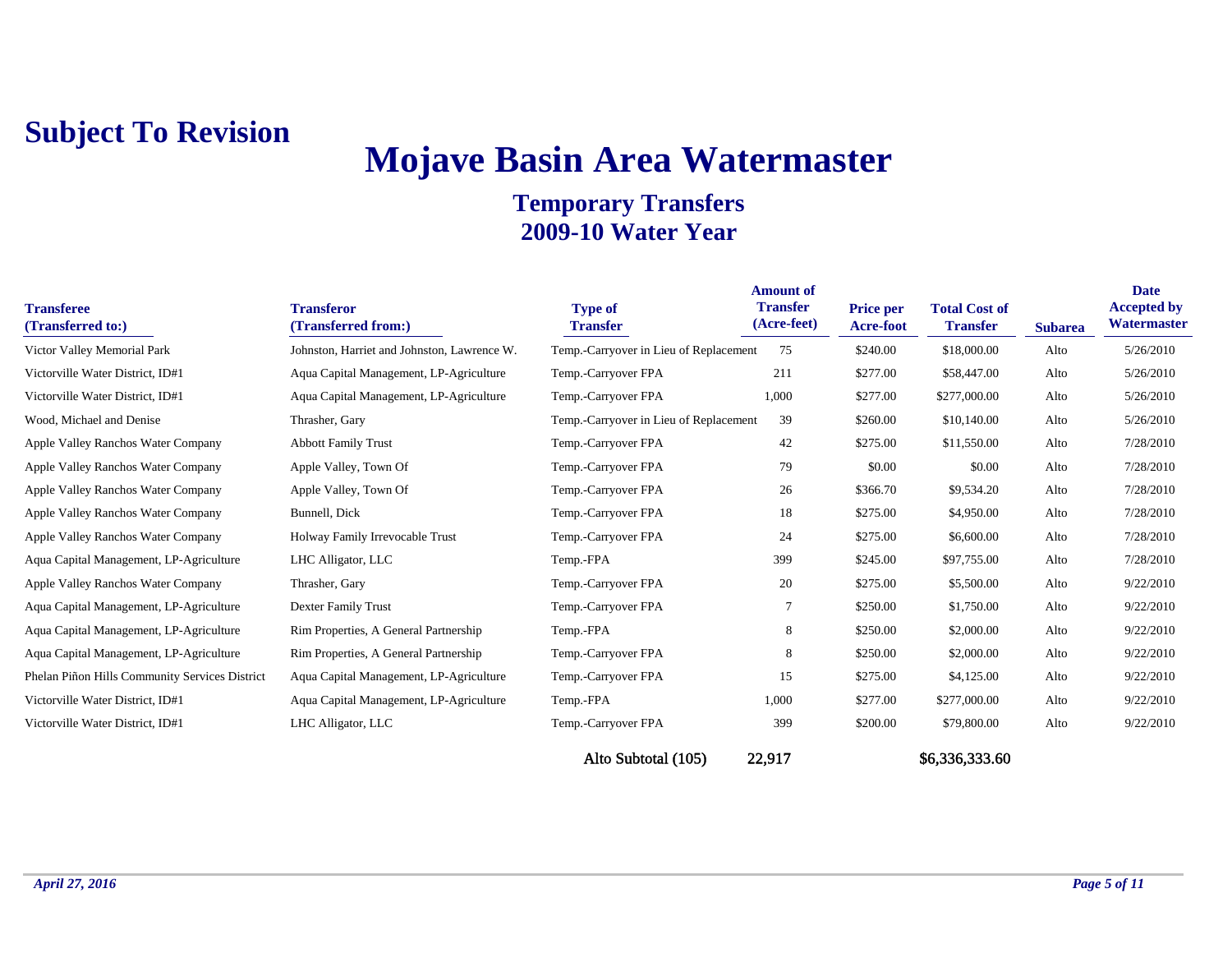**Subject To Revision**

# Mojave Basin Area Watermaster

## Temporary Transfers
## 2009-10 Water Year

| Transferee (Transferred to:) | Transferor (Transferred from:) | Type of Transfer | Amount of Transfer (Acre-feet) | Price per Acre-foot | Total Cost of Transfer | Subarea | Date Accepted by Watermaster |
|---|---|---|---|---|---|---|---|
| Victor Valley Memorial Park | Johnston, Harriet and Johnston, Lawrence W. | Temp.-Carryover in Lieu of Replacement | 75 | $240.00 | $18,000.00 | Alto | 5/26/2010 |
| Victorville Water District, ID#1 | Aqua Capital Management, LP-Agriculture | Temp.-Carryover FPA | 211 | $277.00 | $58,447.00 | Alto | 5/26/2010 |
| Victorville Water District, ID#1 | Aqua Capital Management, LP-Agriculture | Temp.-Carryover FPA | 1,000 | $277.00 | $277,000.00 | Alto | 5/26/2010 |
| Wood, Michael and Denise | Thrasher, Gary | Temp.-Carryover in Lieu of Replacement | 39 | $260.00 | $10,140.00 | Alto | 5/26/2010 |
| Apple Valley Ranchos Water Company | Abbott Family Trust | Temp.-Carryover FPA | 42 | $275.00 | $11,550.00 | Alto | 7/28/2010 |
| Apple Valley Ranchos Water Company | Apple Valley, Town Of | Temp.-Carryover FPA | 79 | $0.00 | $0.00 | Alto | 7/28/2010 |
| Apple Valley Ranchos Water Company | Apple Valley, Town Of | Temp.-Carryover FPA | 26 | $366.70 | $9,534.20 | Alto | 7/28/2010 |
| Apple Valley Ranchos Water Company | Bunnell, Dick | Temp.-Carryover FPA | 18 | $275.00 | $4,950.00 | Alto | 7/28/2010 |
| Apple Valley Ranchos Water Company | Holway Family Irrevocable Trust | Temp.-Carryover FPA | 24 | $275.00 | $6,600.00 | Alto | 7/28/2010 |
| Aqua Capital Management, LP-Agriculture | LHC Alligator, LLC | Temp.-FPA | 399 | $245.00 | $97,755.00 | Alto | 7/28/2010 |
| Apple Valley Ranchos Water Company | Thrasher, Gary | Temp.-Carryover FPA | 20 | $275.00 | $5,500.00 | Alto | 9/22/2010 |
| Aqua Capital Management, LP-Agriculture | Dexter Family Trust | Temp.-Carryover FPA | 7 | $250.00 | $1,750.00 | Alto | 9/22/2010 |
| Aqua Capital Management, LP-Agriculture | Rim Properties, A General Partnership | Temp.-FPA | 8 | $250.00 | $2,000.00 | Alto | 9/22/2010 |
| Aqua Capital Management, LP-Agriculture | Rim Properties, A General Partnership | Temp.-Carryover FPA | 8 | $250.00 | $2,000.00 | Alto | 9/22/2010 |
| Phelan Piñon Hills Community Services District | Aqua Capital Management, LP-Agriculture | Temp.-Carryover FPA | 15 | $275.00 | $4,125.00 | Alto | 9/22/2010 |
| Victorville Water District, ID#1 | Aqua Capital Management, LP-Agriculture | Temp.-FPA | 1,000 | $277.00 | $277,000.00 | Alto | 9/22/2010 |
| Victorville Water District, ID#1 | LHC Alligator, LLC | Temp.-Carryover FPA | 399 | $200.00 | $79,800.00 | Alto | 9/22/2010 |
| | | Alto Subtotal (105) | 22,917 | | $6,336,333.60 | | |

*April 27, 2016*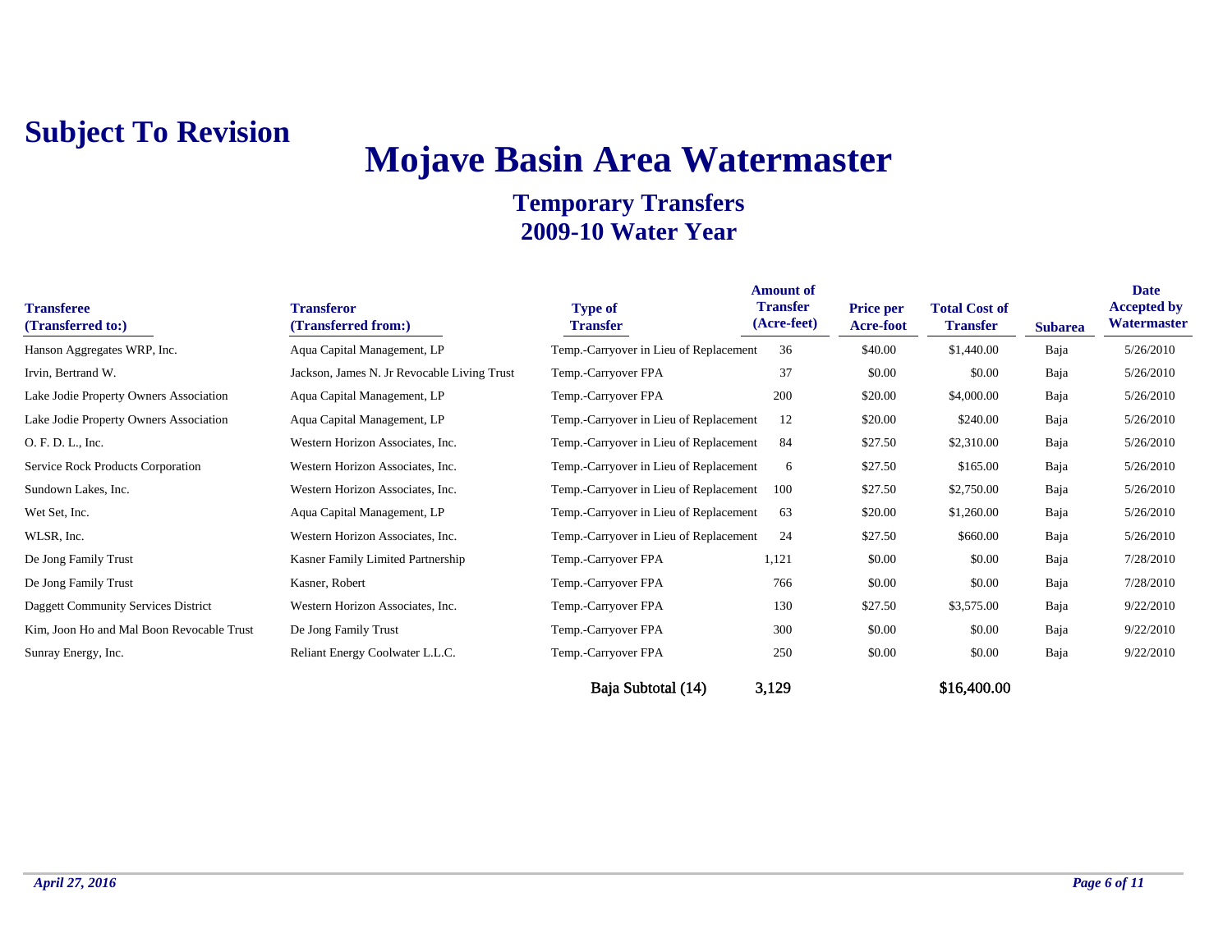**Subject To Revision**

# Mojave Basin Area Watermaster

## Temporary Transfers
## 2009-10 Water Year

| Transferee (Transferred to:) | Transferor (Transferred from:) | Type of Transfer | Amount of Transfer (Acre-feet) | Price per Acre-foot | Total Cost of Transfer | Subarea | Date Accepted by Watermaster |
|---|---|---|---|---|---|---|---|
| Hanson Aggregates WRP, Inc. | Aqua Capital Management, LP | Temp.-Carryover in Lieu of Replacement | 36 | $40.00 | $1,440.00 | Baja | 5/26/2010 |
| Irvin, Bertrand W. | Jackson, James N. Jr Revocable Living Trust | Temp.-Carryover FPA | 37 | $0.00 | $0.00 | Baja | 5/26/2010 |
| Lake Jodie Property Owners Association | Aqua Capital Management, LP | Temp.-Carryover FPA | 200 | $20.00 | $4,000.00 | Baja | 5/26/2010 |
| Lake Jodie Property Owners Association | Aqua Capital Management, LP | Temp.-Carryover in Lieu of Replacement | 12 | $20.00 | $240.00 | Baja | 5/26/2010 |
| O. F. D. L., Inc. | Western Horizon Associates, Inc. | Temp.-Carryover in Lieu of Replacement | 84 | $27.50 | $2,310.00 | Baja | 5/26/2010 |
| Service Rock Products Corporation | Western Horizon Associates, Inc. | Temp.-Carryover in Lieu of Replacement | 6 | $27.50 | $165.00 | Baja | 5/26/2010 |
| Sundown Lakes, Inc. | Western Horizon Associates, Inc. | Temp.-Carryover in Lieu of Replacement | 100 | $27.50 | $2,750.00 | Baja | 5/26/2010 |
| Wet Set, Inc. | Aqua Capital Management, LP | Temp.-Carryover in Lieu of Replacement | 63 | $20.00 | $1,260.00 | Baja | 5/26/2010 |
| WLSR, Inc. | Western Horizon Associates, Inc. | Temp.-Carryover in Lieu of Replacement | 24 | $27.50 | $660.00 | Baja | 5/26/2010 |
| De Jong Family Trust | Kasner Family Limited Partnership | Temp.-Carryover FPA | 1,121 | $0.00 | $0.00 | Baja | 7/28/2010 |
| De Jong Family Trust | Kasner, Robert | Temp.-Carryover FPA | 766 | $0.00 | $0.00 | Baja | 7/28/2010 |
| Daggett Community Services District | Western Horizon Associates, Inc. | Temp.-Carryover FPA | 130 | $27.50 | $3,575.00 | Baja | 9/22/2010 |
| Kim, Joon Ho and Mal Boon Revocable Trust | De Jong Family Trust | Temp.-Carryover FPA | 300 | $0.00 | $0.00 | Baja | 9/22/2010 |
| Sunray Energy, Inc. | Reliant Energy Coolwater L.L.C. | Temp.-Carryover FPA | 250 | $0.00 | $0.00 | Baja | 9/22/2010 |
| | | Baja Subtotal (14) | 3,129 | | $16,400.00 | | |

*April 27, 2016*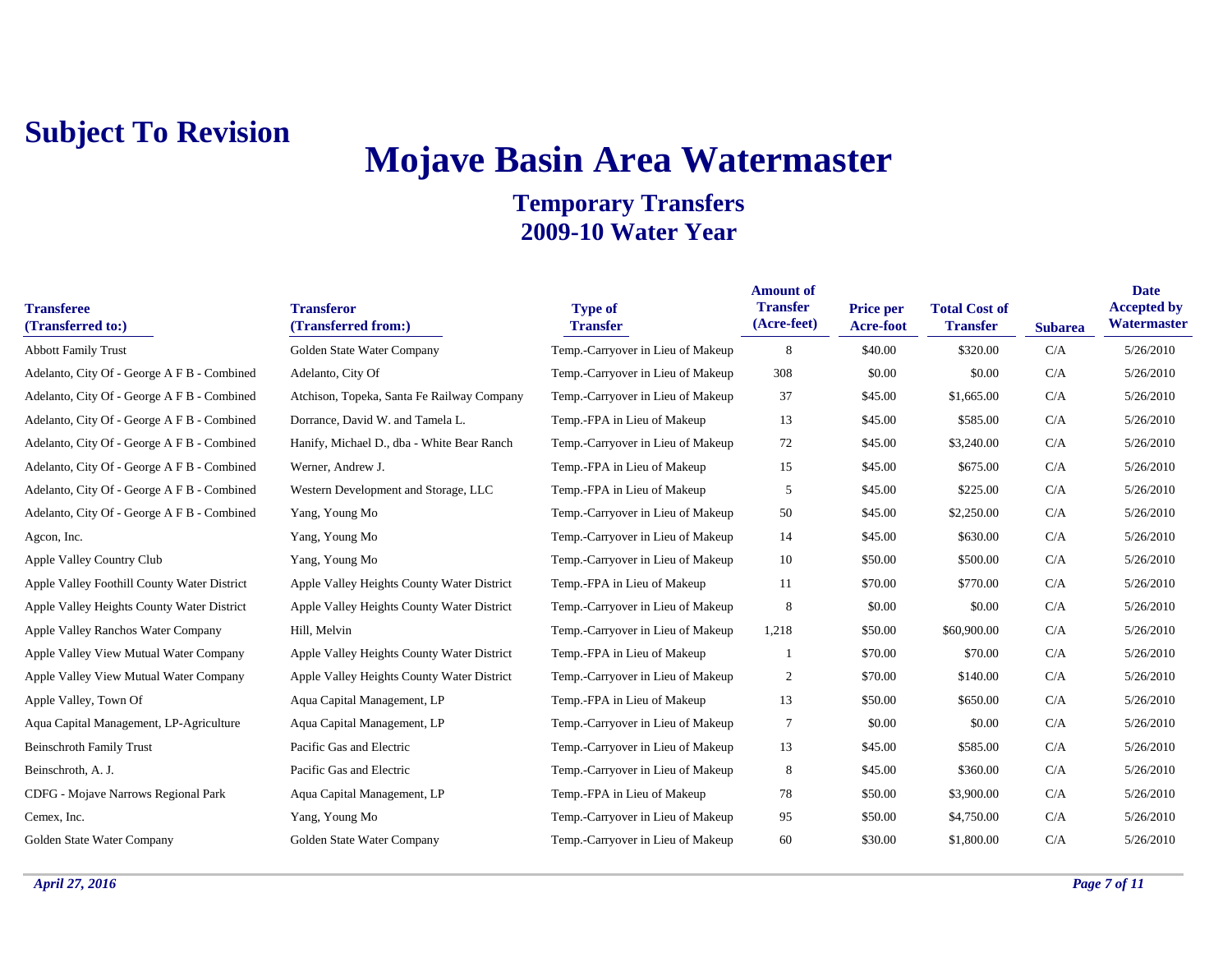**Subject To Revision**

# Mojave Basin Area Watermaster

## Temporary Transfers
## 2009-10 Water Year

| Transferee (Transferred to:) | Transferor (Transferred from:) | Type of Transfer | Amount of Transfer (Acre-feet) | Price per Acre-foot | Total Cost of Transfer | Subarea | Date Accepted by Watermaster |
|---|---|---|---|---|---|---|---|
| Abbott Family Trust | Golden State Water Company | Temp.-Carryover in Lieu of Makeup | 8 | $40.00 | $320.00 | C/A | 5/26/2010 |
| Adelanto, City Of - George A F B - Combined | Adelanto, City Of | Temp.-Carryover in Lieu of Makeup | 308 | $0.00 | $0.00 | C/A | 5/26/2010 |
| Adelanto, City Of - George A F B - Combined | Atchison, Topeka, Santa Fe Railway Company | Temp.-Carryover in Lieu of Makeup | 37 | $45.00 | $1,665.00 | C/A | 5/26/2010 |
| Adelanto, City Of - George A F B - Combined | Dorrance, David W. and Tamela L. | Temp.-FPA in Lieu of Makeup | 13 | $45.00 | $585.00 | C/A | 5/26/2010 |
| Adelanto, City Of - George A F B - Combined | Hanify, Michael D., dba - White Bear Ranch | Temp.-Carryover in Lieu of Makeup | 72 | $45.00 | $3,240.00 | C/A | 5/26/2010 |
| Adelanto, City Of - George A F B - Combined | Werner, Andrew J. | Temp.-FPA in Lieu of Makeup | 15 | $45.00 | $675.00 | C/A | 5/26/2010 |
| Adelanto, City Of - George A F B - Combined | Western Development and Storage, LLC | Temp.-FPA in Lieu of Makeup | 5 | $45.00 | $225.00 | C/A | 5/26/2010 |
| Adelanto, City Of - George A F B - Combined | Yang, Young Mo | Temp.-Carryover in Lieu of Makeup | 50 | $45.00 | $2,250.00 | C/A | 5/26/2010 |
| Agcon, Inc. | Yang, Young Mo | Temp.-Carryover in Lieu of Makeup | 14 | $45.00 | $630.00 | C/A | 5/26/2010 |
| Apple Valley Country Club | Yang, Young Mo | Temp.-Carryover in Lieu of Makeup | 10 | $50.00 | $500.00 | C/A | 5/26/2010 |
| Apple Valley Foothill County Water District | Apple Valley Heights County Water District | Temp.-FPA in Lieu of Makeup | 11 | $70.00 | $770.00 | C/A | 5/26/2010 |
| Apple Valley Heights County Water District | Apple Valley Heights County Water District | Temp.-Carryover in Lieu of Makeup | 8 | $0.00 | $0.00 | C/A | 5/26/2010 |
| Apple Valley Ranchos Water Company | Hill, Melvin | Temp.-Carryover in Lieu of Makeup | 1,218 | $50.00 | $60,900.00 | C/A | 5/26/2010 |
| Apple Valley View Mutual Water Company | Apple Valley Heights County Water District | Temp.-FPA in Lieu of Makeup | 1 | $70.00 | $70.00 | C/A | 5/26/2010 |
| Apple Valley View Mutual Water Company | Apple Valley Heights County Water District | Temp.-Carryover in Lieu of Makeup | 2 | $70.00 | $140.00 | C/A | 5/26/2010 |
| Apple Valley, Town Of | Aqua Capital Management, LP | Temp.-FPA in Lieu of Makeup | 13 | $50.00 | $650.00 | C/A | 5/26/2010 |
| Aqua Capital Management, LP-Agriculture | Aqua Capital Management, LP | Temp.-Carryover in Lieu of Makeup | 7 | $0.00 | $0.00 | C/A | 5/26/2010 |
| Beinschroth Family Trust | Pacific Gas and Electric | Temp.-Carryover in Lieu of Makeup | 13 | $45.00 | $585.00 | C/A | 5/26/2010 |
| Beinschroth, A. J. | Pacific Gas and Electric | Temp.-Carryover in Lieu of Makeup | 8 | $45.00 | $360.00 | C/A | 5/26/2010 |
| CDFG - Mojave Narrows Regional Park | Aqua Capital Management, LP | Temp.-FPA in Lieu of Makeup | 78 | $50.00 | $3,900.00 | C/A | 5/26/2010 |
| Cemex, Inc. | Yang, Young Mo | Temp.-Carryover in Lieu of Makeup | 95 | $50.00 | $4,750.00 | C/A | 5/26/2010 |
| Golden State Water Company | Golden State Water Company | Temp.-Carryover in Lieu of Makeup | 60 | $30.00 | $1,800.00 | C/A | 5/26/2010 |

*April 27, 2016*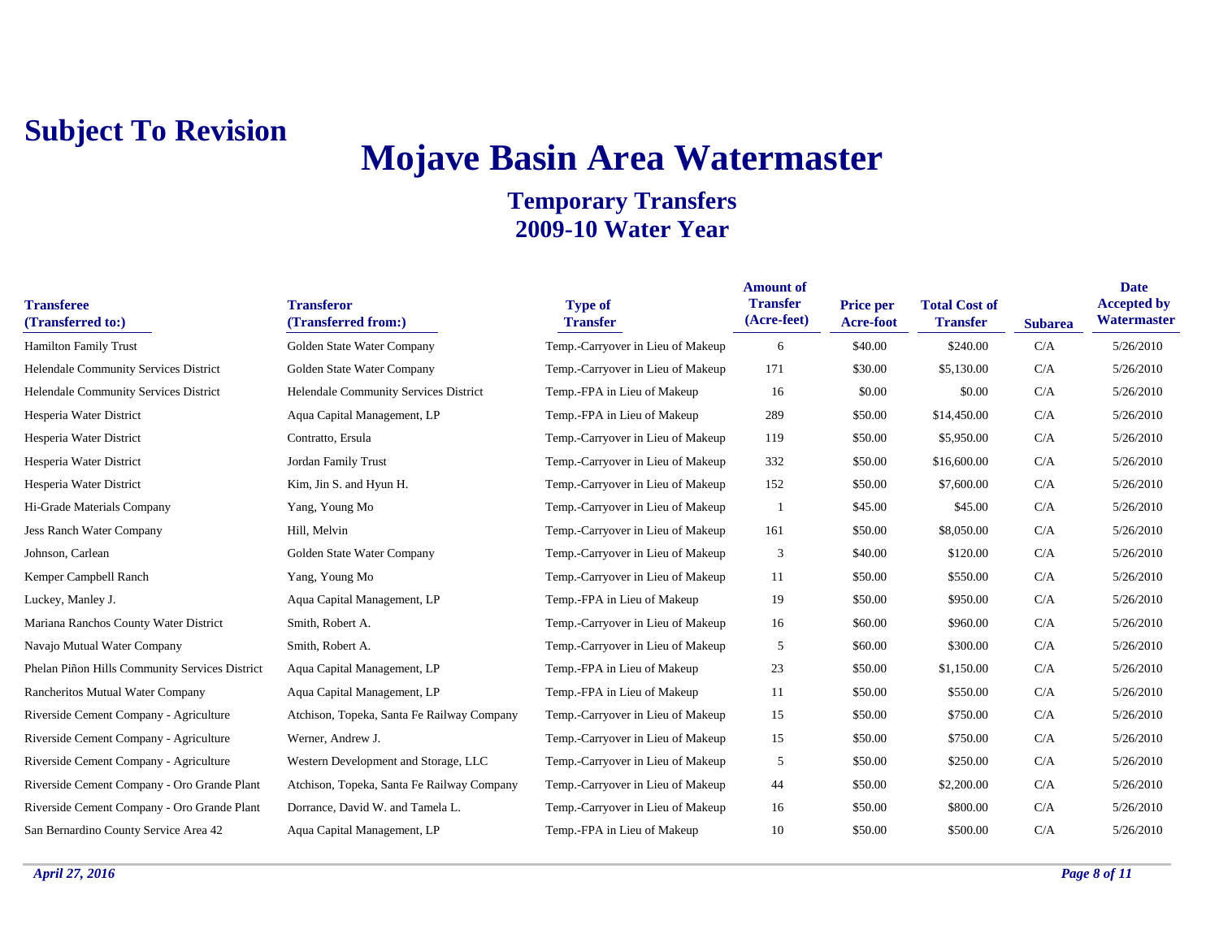**Subject To Revision**

# Mojave Basin Area Watermaster

## Temporary Transfers
## 2009-10 Water Year

| Transferee (Transferred to:) | Transferor (Transferred from:) | Type of Transfer | Amount of Transfer (Acre-feet) | Price per Acre-foot | Total Cost of Transfer | Subarea | Date Accepted by Watermaster |
|---|---|---|---|---|---|---|---|
| Hamilton Family Trust | Golden State Water Company | Temp.-Carryover in Lieu of Makeup | 6 | $40.00 | $240.00 | C/A | 5/26/2010 |
| Helendale Community Services District | Golden State Water Company | Temp.-Carryover in Lieu of Makeup | 171 | $30.00 | $5,130.00 | C/A | 5/26/2010 |
| Helendale Community Services District | Helendale Community Services District | Temp.-FPA in Lieu of Makeup | 16 | $0.00 | $0.00 | C/A | 5/26/2010 |
| Hesperia Water District | Aqua Capital Management, LP | Temp.-FPA in Lieu of Makeup | 289 | $50.00 | $14,450.00 | C/A | 5/26/2010 |
| Hesperia Water District | Contratto, Ersula | Temp.-Carryover in Lieu of Makeup | 119 | $50.00 | $5,950.00 | C/A | 5/26/2010 |
| Hesperia Water District | Jordan Family Trust | Temp.-Carryover in Lieu of Makeup | 332 | $50.00 | $16,600.00 | C/A | 5/26/2010 |
| Hesperia Water District | Kim, Jin S. and Hyun H. | Temp.-Carryover in Lieu of Makeup | 152 | $50.00 | $7,600.00 | C/A | 5/26/2010 |
| Hi-Grade Materials Company | Yang, Young Mo | Temp.-Carryover in Lieu of Makeup | 1 | $45.00 | $45.00 | C/A | 5/26/2010 |
| Jess Ranch Water Company | Hill, Melvin | Temp.-Carryover in Lieu of Makeup | 161 | $50.00 | $8,050.00 | C/A | 5/26/2010 |
| Johnson, Carlean | Golden State Water Company | Temp.-Carryover in Lieu of Makeup | 3 | $40.00 | $120.00 | C/A | 5/26/2010 |
| Kemper Campbell Ranch | Yang, Young Mo | Temp.-Carryover in Lieu of Makeup | 11 | $50.00 | $550.00 | C/A | 5/26/2010 |
| Luckey, Manley J. | Aqua Capital Management, LP | Temp.-FPA in Lieu of Makeup | 19 | $50.00 | $950.00 | C/A | 5/26/2010 |
| Mariana Ranchos County Water District | Smith, Robert A. | Temp.-Carryover in Lieu of Makeup | 16 | $60.00 | $960.00 | C/A | 5/26/2010 |
| Navajo Mutual Water Company | Smith, Robert A. | Temp.-Carryover in Lieu of Makeup | 5 | $60.00 | $300.00 | C/A | 5/26/2010 |
| Phelan Piñon Hills Community Services District | Aqua Capital Management, LP | Temp.-FPA in Lieu of Makeup | 23 | $50.00 | $1,150.00 | C/A | 5/26/2010 |
| Rancheritos Mutual Water Company | Aqua Capital Management, LP | Temp.-FPA in Lieu of Makeup | 11 | $50.00 | $550.00 | C/A | 5/26/2010 |
| Riverside Cement Company - Agriculture | Atchison, Topeka, Santa Fe Railway Company | Temp.-Carryover in Lieu of Makeup | 15 | $50.00 | $750.00 | C/A | 5/26/2010 |
| Riverside Cement Company - Agriculture | Werner, Andrew J. | Temp.-Carryover in Lieu of Makeup | 15 | $50.00 | $750.00 | C/A | 5/26/2010 |
| Riverside Cement Company - Agriculture | Western Development and Storage, LLC | Temp.-Carryover in Lieu of Makeup | 5 | $50.00 | $250.00 | C/A | 5/26/2010 |
| Riverside Cement Company - Oro Grande Plant | Atchison, Topeka, Santa Fe Railway Company | Temp.-Carryover in Lieu of Makeup | 44 | $50.00 | $2,200.00 | C/A | 5/26/2010 |
| Riverside Cement Company - Oro Grande Plant | Dorrance, David W. and Tamela L. | Temp.-Carryover in Lieu of Makeup | 16 | $50.00 | $800.00 | C/A | 5/26/2010 |
| San Bernardino County Service Area 42 | Aqua Capital Management, LP | Temp.-FPA in Lieu of Makeup | 10 | $50.00 | $500.00 | C/A | 5/26/2010 |

*April 27, 2016*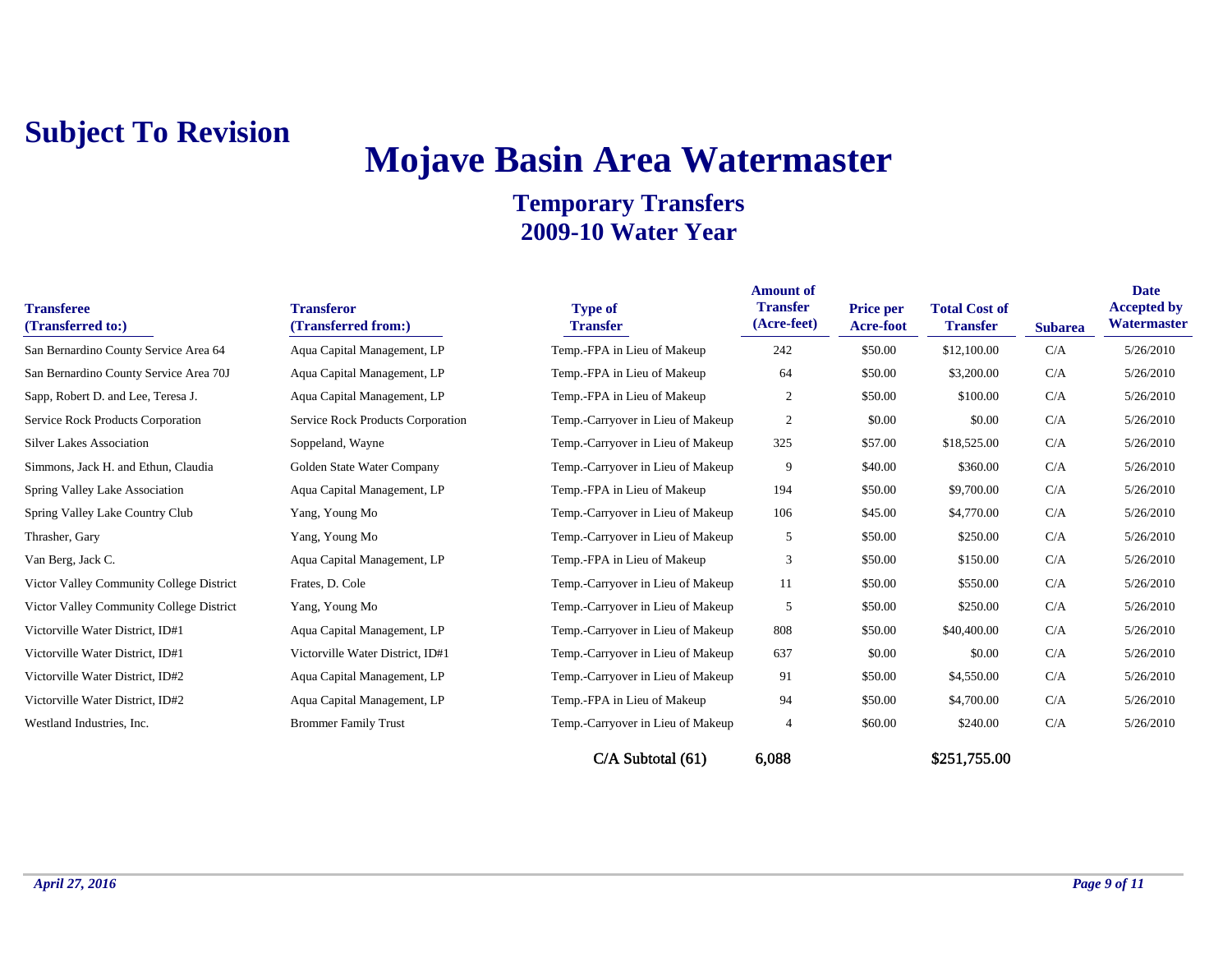**Subject To Revision**

# Mojave Basin Area Watermaster

## Temporary Transfers
## 2009-10 Water Year

| Transferee (Transferred to:) | Transferor (Transferred from:) | Type of Transfer | Amount of Transfer (Acre-feet) | Price per Acre-foot | Total Cost of Transfer | Subarea | Date Accepted by Watermaster |
|---|---|---|---|---|---|---|---|
| San Bernardino County Service Area 64 | Aqua Capital Management, LP | Temp.-FPA in Lieu of Makeup | 242 | $50.00 | $12,100.00 | C/A | 5/26/2010 |
| San Bernardino County Service Area 70J | Aqua Capital Management, LP | Temp.-FPA in Lieu of Makeup | 64 | $50.00 | $3,200.00 | C/A | 5/26/2010 |
| Sapp, Robert D. and Lee, Teresa J. | Aqua Capital Management, LP | Temp.-FPA in Lieu of Makeup | 2 | $50.00 | $100.00 | C/A | 5/26/2010 |
| Service Rock Products Corporation | Service Rock Products Corporation | Temp.-Carryover in Lieu of Makeup | 2 | $0.00 | $0.00 | C/A | 5/26/2010 |
| Silver Lakes Association | Soppeland, Wayne | Temp.-Carryover in Lieu of Makeup | 325 | $57.00 | $18,525.00 | C/A | 5/26/2010 |
| Simmons, Jack H. and Ethun, Claudia | Golden State Water Company | Temp.-Carryover in Lieu of Makeup | 9 | $40.00 | $360.00 | C/A | 5/26/2010 |
| Spring Valley Lake Association | Aqua Capital Management, LP | Temp.-FPA in Lieu of Makeup | 194 | $50.00 | $9,700.00 | C/A | 5/26/2010 |
| Spring Valley Lake Country Club | Yang, Young Mo | Temp.-Carryover in Lieu of Makeup | 106 | $45.00 | $4,770.00 | C/A | 5/26/2010 |
| Thrasher, Gary | Yang, Young Mo | Temp.-Carryover in Lieu of Makeup | 5 | $50.00 | $250.00 | C/A | 5/26/2010 |
| Van Berg, Jack C. | Aqua Capital Management, LP | Temp.-FPA in Lieu of Makeup | 3 | $50.00 | $150.00 | C/A | 5/26/2010 |
| Victor Valley Community College District | Frates, D. Cole | Temp.-Carryover in Lieu of Makeup | 11 | $50.00 | $550.00 | C/A | 5/26/2010 |
| Victor Valley Community College District | Yang, Young Mo | Temp.-Carryover in Lieu of Makeup | 5 | $50.00 | $250.00 | C/A | 5/26/2010 |
| Victorville Water District, ID#1 | Aqua Capital Management, LP | Temp.-Carryover in Lieu of Makeup | 808 | $50.00 | $40,400.00 | C/A | 5/26/2010 |
| Victorville Water District, ID#1 | Victorville Water District, ID#1 | Temp.-Carryover in Lieu of Makeup | 637 | $0.00 | $0.00 | C/A | 5/26/2010 |
| Victorville Water District, ID#2 | Aqua Capital Management, LP | Temp.-Carryover in Lieu of Makeup | 91 | $50.00 | $4,550.00 | C/A | 5/26/2010 |
| Victorville Water District, ID#2 | Aqua Capital Management, LP | Temp.-FPA in Lieu of Makeup | 94 | $50.00 | $4,700.00 | C/A | 5/26/2010 |
| Westland Industries, Inc. | Brommer Family Trust | Temp.-Carryover in Lieu of Makeup | 4 | $60.00 | $240.00 | C/A | 5/26/2010 |
| | | C/A Subtotal (61) | 6,088 | | $251,755.00 | | |

*April 27, 2016*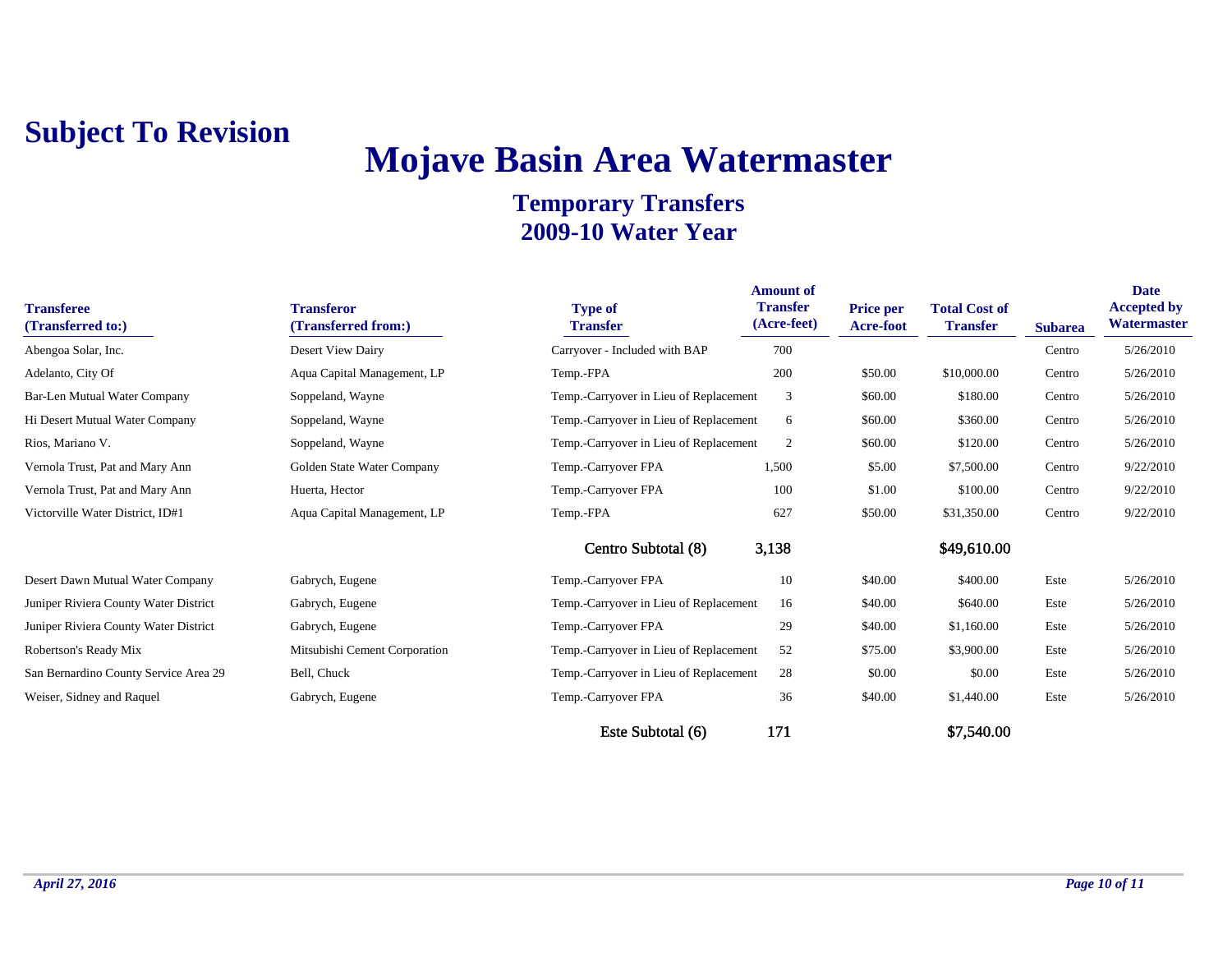**Subject To Revision**

# Mojave Basin Area Watermaster

## Temporary Transfers
## 2009-10 Water Year

| Transferee (Transferred to:) | Transferor (Transferred from:) | Type of Transfer | Amount of Transfer (Acre-feet) | Price per Acre-foot | Total Cost of Transfer | Subarea | Date Accepted by Watermaster |
|---|---|---|---|---|---|---|---|
| Abengoa Solar, Inc. | Desert View Dairy | Carryover - Included with BAP | 700 | | | Centro | 5/26/2010 |
| Adelanto, City Of | Aqua Capital Management, LP | Temp.-FPA | 200 | $50.00 | $10,000.00 | Centro | 5/26/2010 |
| Bar-Len Mutual Water Company | Soppeland, Wayne | Temp.-Carryover in Lieu of Replacement | 3 | $60.00 | $180.00 | Centro | 5/26/2010 |
| Hi Desert Mutual Water Company | Soppeland, Wayne | Temp.-Carryover in Lieu of Replacement | 6 | $60.00 | $360.00 | Centro | 5/26/2010 |
| Rios, Mariano V. | Soppeland, Wayne | Temp.-Carryover in Lieu of Replacement | 2 | $60.00 | $120.00 | Centro | 5/26/2010 |
| Vernola Trust, Pat and Mary Ann | Golden State Water Company | Temp.-Carryover FPA | 1,500 | $5.00 | $7,500.00 | Centro | 9/22/2010 |
| Vernola Trust, Pat and Mary Ann | Huerta, Hector | Temp.-Carryover FPA | 100 | $1.00 | $100.00 | Centro | 9/22/2010 |
| Victorville Water District, ID#1 | Aqua Capital Management, LP | Temp.-FPA | 627 | $50.00 | $31,350.00 | Centro | 9/22/2010 |
| | | Centro Subtotal (8) | 3,138 | | $49,610.00 | | |
| Desert Dawn Mutual Water Company | Gabrych, Eugene | Temp.-Carryover FPA | 10 | $40.00 | $400.00 | Este | 5/26/2010 |
| Juniper Riviera County Water District | Gabrych, Eugene | Temp.-Carryover in Lieu of Replacement | 16 | $40.00 | $640.00 | Este | 5/26/2010 |
| Juniper Riviera County Water District | Gabrych, Eugene | Temp.-Carryover FPA | 29 | $40.00 | $1,160.00 | Este | 5/26/2010 |
| Robertson's Ready Mix | Mitsubishi Cement Corporation | Temp.-Carryover in Lieu of Replacement | 52 | $75.00 | $3,900.00 | Este | 5/26/2010 |
| San Bernardino County Service Area 29 | Bell, Chuck | Temp.-Carryover in Lieu of Replacement | 28 | $0.00 | $0.00 | Este | 5/26/2010 |
| Weiser, Sidney and Raquel | Gabrych, Eugene | Temp.-Carryover FPA | 36 | $40.00 | $1,440.00 | Este | 5/26/2010 |
| | | Este Subtotal (6) | 171 | | $7,540.00 | | |

*April 27, 2016*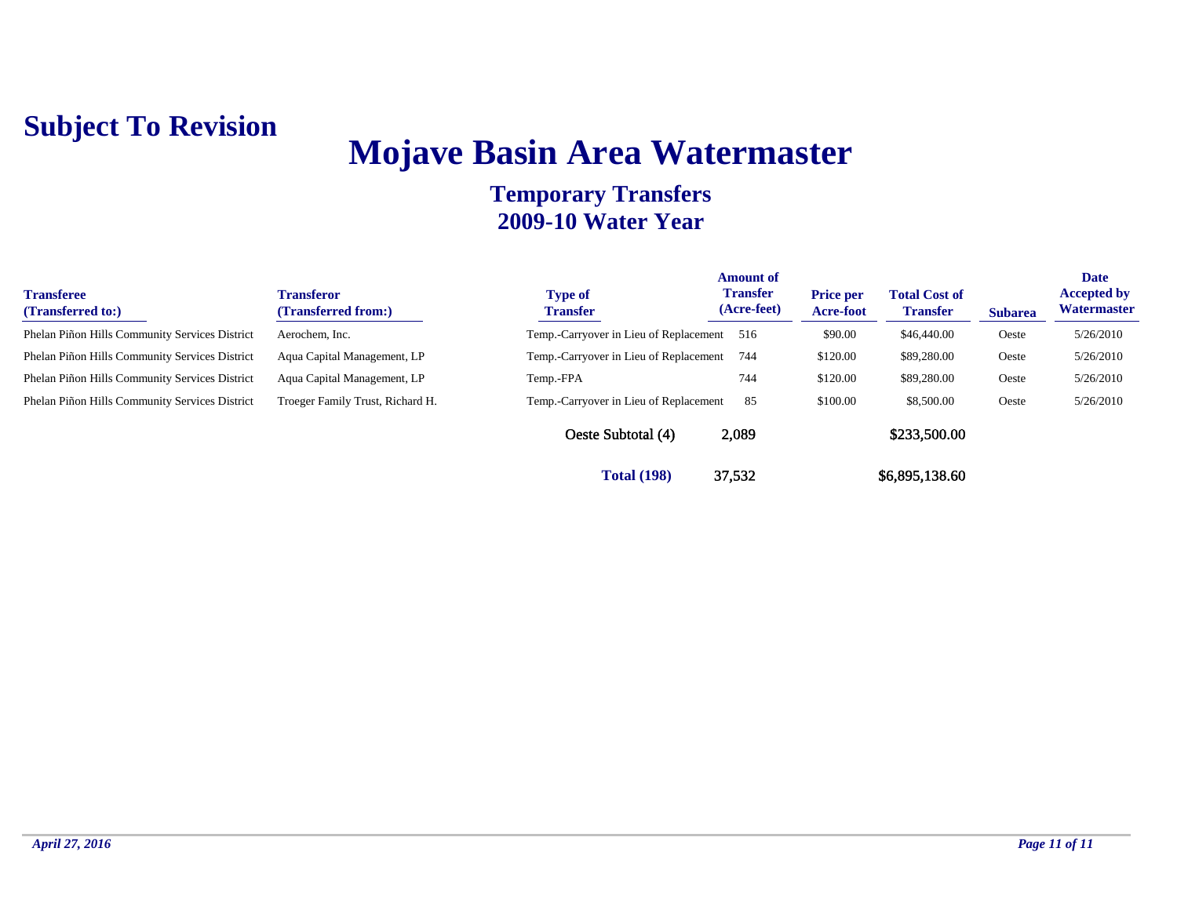**Subject To Revision**

# Mojave Basin Area Watermaster

## Temporary Transfers
## 2009-10 Water Year

| Transferee (Transferred to:) | Transferor (Transferred from:) | Type of Transfer | Amount of Transfer (Acre-feet) | Price per Acre-foot | Total Cost of Transfer | Subarea | Date Accepted by Watermaster |
|---|---|---|---|---|---|---|---|
| Phelan Piñon Hills Community Services District | Aerochem, Inc. | Temp.-Carryover in Lieu of Replacement | 516 | $90.00 | $46,440.00 | Oeste | 5/26/2010 |
| Phelan Piñon Hills Community Services District | Aqua Capital Management, LP | Temp.-Carryover in Lieu of Replacement | 744 | $120.00 | $89,280.00 | Oeste | 5/26/2010 |
| Phelan Piñon Hills Community Services District | Aqua Capital Management, LP | Temp.-FPA | 744 | $120.00 | $89,280.00 | Oeste | 5/26/2010 |
| Phelan Piñon Hills Community Services District | Troeger Family Trust, Richard H. | Temp.-Carryover in Lieu of Replacement | 85 | $100.00 | $8,500.00 | Oeste | 5/26/2010 |
| | | Oeste Subtotal (4) | 2,089 | | $233,500.00 | | |
| | | **Total (198)** | 37,532 | | $6,895,138.60 | | |

*April 27, 2016*